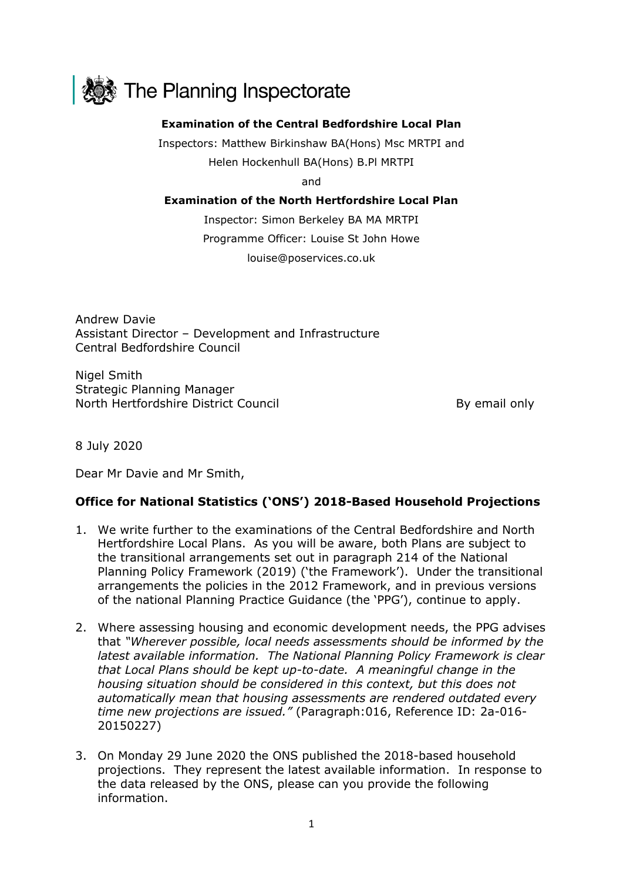The Planning Inspectorate

**Examination of the Central Bedfordshire Local Plan**

Inspectors: Matthew Birkinshaw BA(Hons) Msc MRTPI and

Helen Hockenhull BA(Hons) B.Pl MRTPI

and

**Examination of the North Hertfordshire Local Plan**

Inspector: Simon Berkeley BA MA MRTPI

Programme Officer: Louise St John Howe

louise@poservices.co.uk

Andrew Davie
Assistant Director – Development and Infrastructure
Central Bedfordshire Council

Nigel Smith
Strategic Planning Manager
North Hertfordshire District Council

By email only

8 July 2020

Dear Mr Davie and Mr Smith,

**Office for National Statistics ('ONS') 2018-Based Household Projections**

1. We write further to the examinations of the Central Bedfordshire and North Hertfordshire Local Plans. As you will be aware, both Plans are subject to the transitional arrangements set out in paragraph 214 of the National Planning Policy Framework (2019) ('the Framework'). Under the transitional arrangements the policies in the 2012 Framework, and in previous versions of the national Planning Practice Guidance (the 'PPG'), continue to apply.

2. Where assessing housing and economic development needs, the PPG advises that *"Wherever possible, local needs assessments should be informed by the latest available information. The National Planning Policy Framework is clear that Local Plans should be kept up-to-date. A meaningful change in the housing situation should be considered in this context, but this does not automatically mean that housing assessments are rendered outdated every time new projections are issued."* (Paragraph:016, Reference ID: 2a-016-20150227)

3. On Monday 29 June 2020 the ONS published the 2018-based household projections. They represent the latest available information. In response to the data released by the ONS, please can you provide the following information.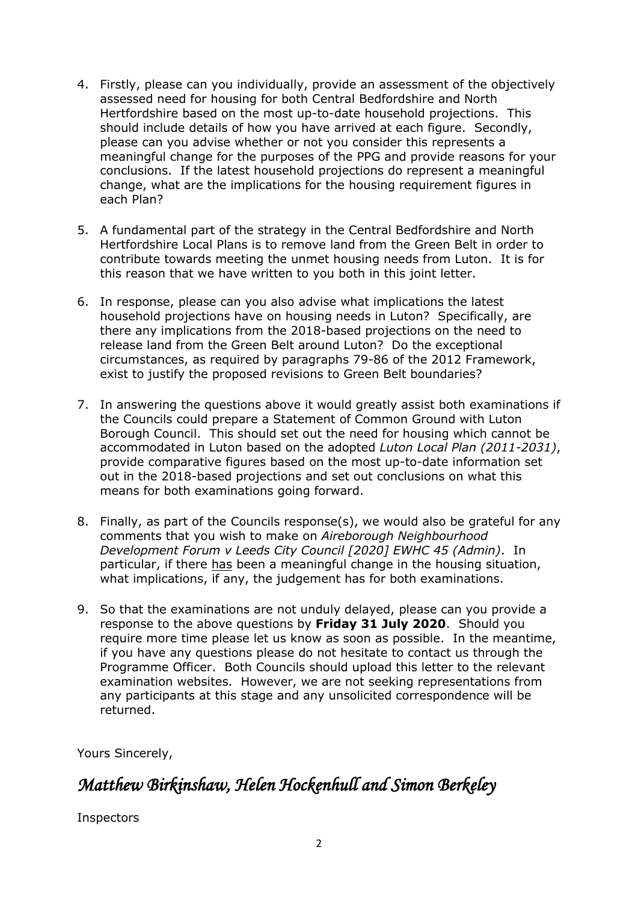4. Firstly, please can you individually, provide an assessment of the objectively assessed need for housing for both Central Bedfordshire and North Hertfordshire based on the most up-to-date household projections. This should include details of how you have arrived at each figure. Secondly, please can you advise whether or not you consider this represents a meaningful change for the purposes of the PPG and provide reasons for your conclusions. If the latest household projections do represent a meaningful change, what are the implications for the housing requirement figures in each Plan?

5. A fundamental part of the strategy in the Central Bedfordshire and North Hertfordshire Local Plans is to remove land from the Green Belt in order to contribute towards meeting the unmet housing needs from Luton. It is for this reason that we have written to you both in this joint letter.

6. In response, please can you also advise what implications the latest household projections have on housing needs in Luton? Specifically, are there any implications from the 2018-based projections on the need to release land from the Green Belt around Luton? Do the exceptional circumstances, as required by paragraphs 79-86 of the 2012 Framework, exist to justify the proposed revisions to Green Belt boundaries?

7. In answering the questions above it would greatly assist both examinations if the Councils could prepare a Statement of Common Ground with Luton Borough Council. This should set out the need for housing which cannot be accommodated in Luton based on the adopted *Luton Local Plan (2011-2031)*, provide comparative figures based on the most up-to-date information set out in the 2018-based projections and set out conclusions on what this means for both examinations going forward.

8. Finally, as part of the Councils response(s), we would also be grateful for any comments that you wish to make on *Aireborough Neighbourhood Development Forum v Leeds City Council [2020] EWHC 45 (Admin)*. In particular, if there <u>has</u> been a meaningful change in the housing situation, what implications, if any, the judgement has for both examinations.

9. So that the examinations are not unduly delayed, please can you provide a response to the above questions by **Friday 31 July 2020**. Should you require more time please let us know as soon as possible. In the meantime, if you have any questions please do not hesitate to contact us through the Programme Officer. Both Councils should upload this letter to the relevant examination websites. However, we are not seeking representations from any participants at this stage and any unsolicited correspondence will be returned.

Yours Sincerely,

*Matthew Birkinshaw, Helen Hockenhull and Simon Berkeley*

Inspectors